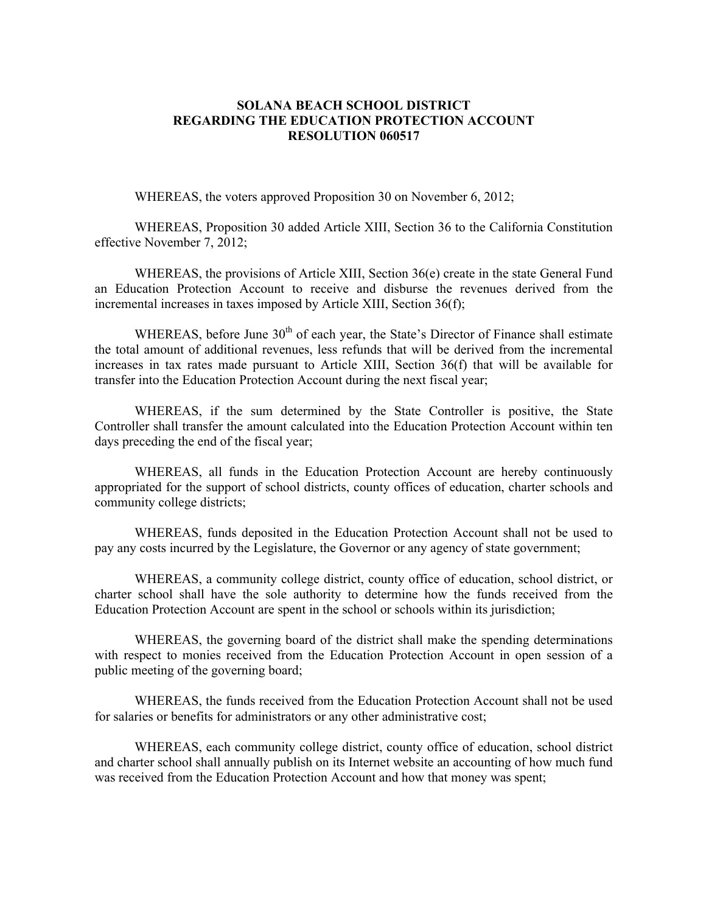# SOLANA BEACH SCHOOL DISTRICT
# REGARDING THE EDUCATION PROTECTION ACCOUNT
# RESOLUTION 060517

WHEREAS, the voters approved Proposition 30 on November 6, 2012;

WHEREAS, Proposition 30 added Article XIII, Section 36 to the California Constitution effective November 7, 2012;

WHEREAS, the provisions of Article XIII, Section 36(e) create in the state General Fund an Education Protection Account to receive and disburse the revenues derived from the incremental increases in taxes imposed by Article XIII, Section 36(f);

WHEREAS, before June 30th of each year, the State's Director of Finance shall estimate the total amount of additional revenues, less refunds that will be derived from the incremental increases in tax rates made pursuant to Article XIII, Section 36(f) that will be available for transfer into the Education Protection Account during the next fiscal year;

WHEREAS, if the sum determined by the State Controller is positive, the State Controller shall transfer the amount calculated into the Education Protection Account within ten days preceding the end of the fiscal year;

WHEREAS, all funds in the Education Protection Account are hereby continuously appropriated for the support of school districts, county offices of education, charter schools and community college districts;

WHEREAS, funds deposited in the Education Protection Account shall not be used to pay any costs incurred by the Legislature, the Governor or any agency of state government;

WHEREAS, a community college district, county office of education, school district, or charter school shall have the sole authority to determine how the funds received from the Education Protection Account are spent in the school or schools within its jurisdiction;

WHEREAS, the governing board of the district shall make the spending determinations with respect to monies received from the Education Protection Account in open session of a public meeting of the governing board;

WHEREAS, the funds received from the Education Protection Account shall not be used for salaries or benefits for administrators or any other administrative cost;

WHEREAS, each community college district, county office of education, school district and charter school shall annually publish on its Internet website an accounting of how much fund was received from the Education Protection Account and how that money was spent;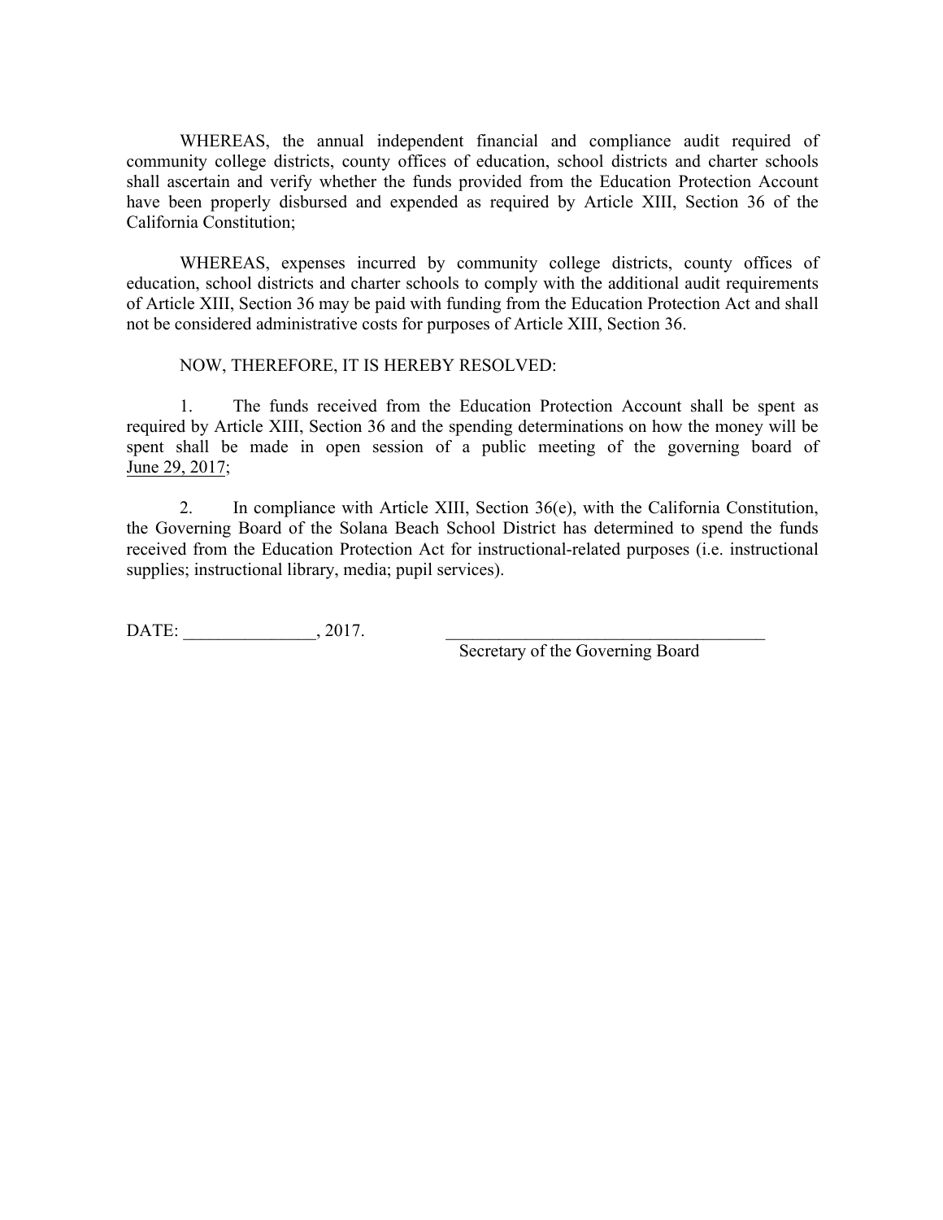WHEREAS, the annual independent financial and compliance audit required of community college districts, county offices of education, school districts and charter schools shall ascertain and verify whether the funds provided from the Education Protection Account have been properly disbursed and expended as required by Article XIII, Section 36 of the California Constitution;

WHEREAS, expenses incurred by community college districts, county offices of education, school districts and charter schools to comply with the additional audit requirements of Article XIII, Section 36 may be paid with funding from the Education Protection Act and shall not be considered administrative costs for purposes of Article XIII, Section 36.

NOW, THEREFORE, IT IS HEREBY RESOLVED:

1. The funds received from the Education Protection Account shall be spent as required by Article XIII, Section 36 and the spending determinations on how the money will be spent shall be made in open session of a public meeting of the governing board of June 29, 2017;

2. In compliance with Article XIII, Section 36(e), with the California Constitution, the Governing Board of the Solana Beach School District has determined to spend the funds received from the Education Protection Act for instructional-related purposes (i.e. instructional supplies; instructional library, media; pupil services).

DATE: _______________, 2017.

_____________________________________
Secretary of the Governing Board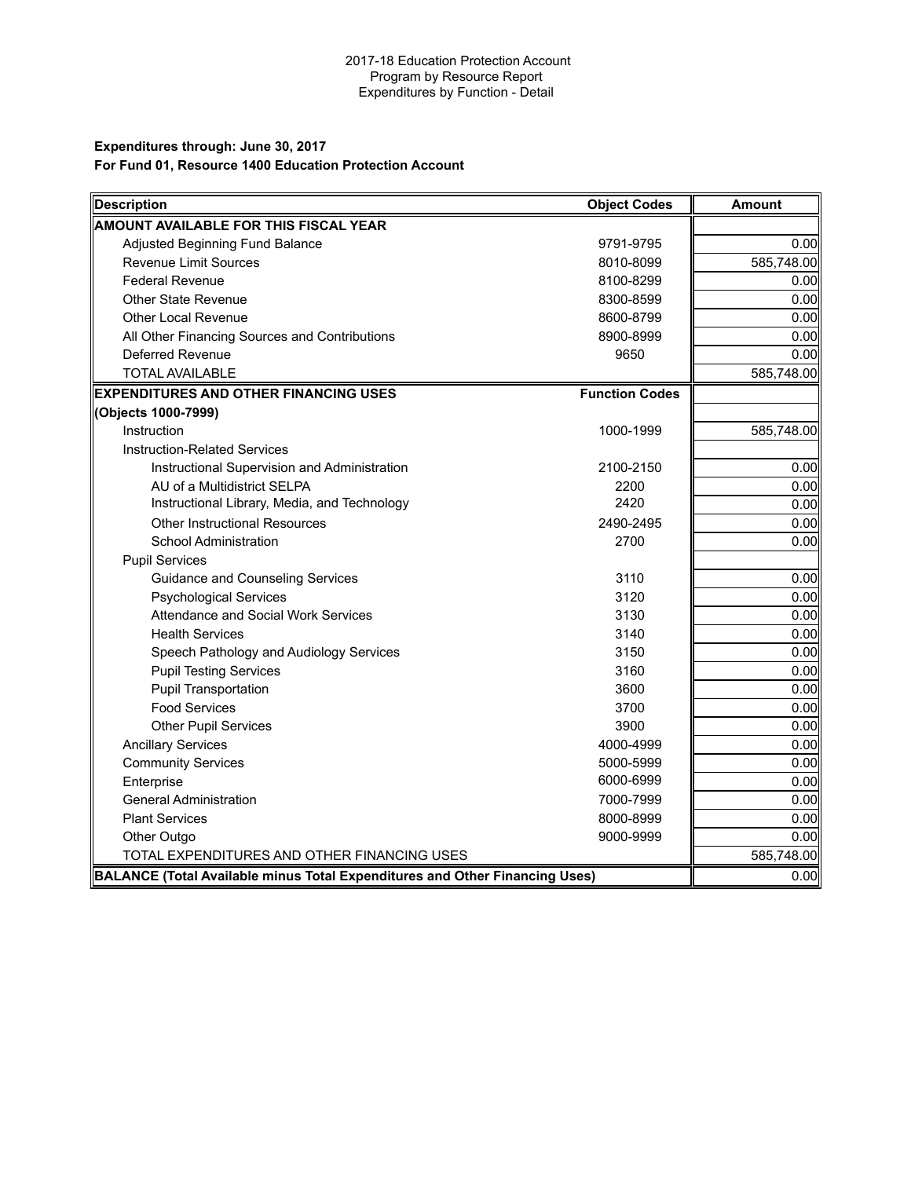2017-18 Education Protection Account
Program by Resource Report
Expenditures by Function - Detail

**Expenditures through: June 30, 2017**
**For Fund 01, Resource 1400 Education Protection Account**

| Description | Object Codes | Amount |
|---|---|---|
| **AMOUNT AVAILABLE FOR THIS FISCAL YEAR** | | |
| Adjusted Beginning Fund Balance | 9791-9795 | 0.00 |
| Revenue Limit Sources | 8010-8099 | 585,748.00 |
| Federal Revenue | 8100-8299 | 0.00 |
| Other State Revenue | 8300-8599 | 0.00 |
| Other Local Revenue | 8600-8799 | 0.00 |
| All Other Financing Sources and Contributions | 8900-8999 | 0.00 |
| Deferred Revenue | 9650 | 0.00 |
| TOTAL AVAILABLE | | 585,748.00 |
| **EXPENDITURES AND OTHER FINANCING USES** | **Function Codes** | |
| **(Objects 1000-7999)** | | |
| Instruction | 1000-1999 | 585,748.00 |
| Instruction-Related Services | | |
| Instructional Supervision and Administration | 2100-2150 | 0.00 |
| AU of a Multidistrict SELPA | 2200 | 0.00 |
| Instructional Library, Media, and Technology | 2420 | 0.00 |
| Other Instructional Resources | 2490-2495 | 0.00 |
| School Administration | 2700 | 0.00 |
| Pupil Services | | |
| Guidance and Counseling Services | 3110 | 0.00 |
| Psychological Services | 3120 | 0.00 |
| Attendance and Social Work Services | 3130 | 0.00 |
| Health Services | 3140 | 0.00 |
| Speech Pathology and Audiology Services | 3150 | 0.00 |
| Pupil Testing Services | 3160 | 0.00 |
| Pupil Transportation | 3600 | 0.00 |
| Food Services | 3700 | 0.00 |
| Other Pupil Services | 3900 | 0.00 |
| Ancillary Services | 4000-4999 | 0.00 |
| Community Services | 5000-5999 | 0.00 |
| Enterprise | 6000-6999 | 0.00 |
| General Administration | 7000-7999 | 0.00 |
| Plant Services | 8000-8999 | 0.00 |
| Other Outgo | 9000-9999 | 0.00 |
| TOTAL EXPENDITURES AND OTHER FINANCING USES | | 585,748.00 |
| **BALANCE (Total Available minus Total Expenditures and Other Financing Uses)** | | 0.00 |